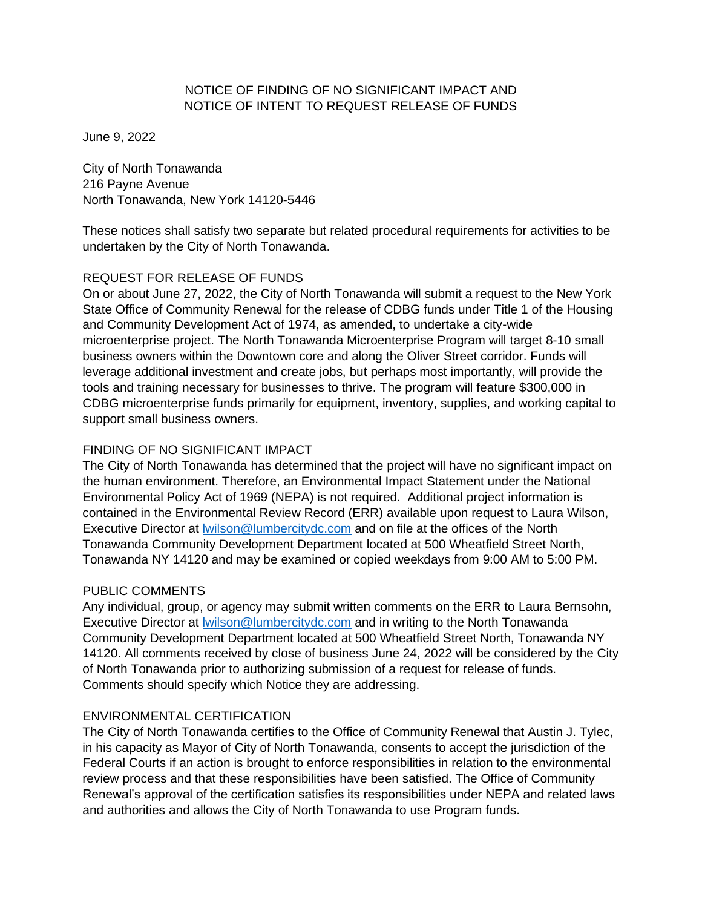# NOTICE OF FINDING OF NO SIGNIFICANT IMPACT AND NOTICE OF INTENT TO REQUEST RELEASE OF FUNDS

June 9, 2022

City of North Tonawanda
216 Payne Avenue
North Tonawanda, New York 14120-5446

These notices shall satisfy two separate but related procedural requirements for activities to be undertaken by the City of North Tonawanda.

## REQUEST FOR RELEASE OF FUNDS

On or about June 27, 2022, the City of North Tonawanda will submit a request to the New York State Office of Community Renewal for the release of CDBG funds under Title 1 of the Housing and Community Development Act of 1974, as amended, to undertake a city-wide microenterprise project. The North Tonawanda Microenterprise Program will target 8-10 small business owners within the Downtown core and along the Oliver Street corridor. Funds will leverage additional investment and create jobs, but perhaps most importantly, will provide the tools and training necessary for businesses to thrive. The program will feature $300,000 in CDBG microenterprise funds primarily for equipment, inventory, supplies, and working capital to support small business owners.

## FINDING OF NO SIGNIFICANT IMPACT

The City of North Tonawanda has determined that the project will have no significant impact on the human environment. Therefore, an Environmental Impact Statement under the National Environmental Policy Act of 1969 (NEPA) is not required. Additional project information is contained in the Environmental Review Record (ERR) available upon request to Laura Wilson, Executive Director at [lwilson@lumbercitydc.com](mailto:lwilson@lumbercitydc.com) and on file at the offices of the North Tonawanda Community Development Department located at 500 Wheatfield Street North, Tonawanda NY 14120 and may be examined or copied weekdays from 9:00 AM to 5:00 PM.

## PUBLIC COMMENTS

Any individual, group, or agency may submit written comments on the ERR to Laura Bernsohn, Executive Director at [lwilson@lumbercitydc.com](mailto:lwilson@lumbercitydc.com) and in writing to the North Tonawanda Community Development Department located at 500 Wheatfield Street North, Tonawanda NY 14120. All comments received by close of business June 24, 2022 will be considered by the City of North Tonawanda prior to authorizing submission of a request for release of funds. Comments should specify which Notice they are addressing.

## ENVIRONMENTAL CERTIFICATION

The City of North Tonawanda certifies to the Office of Community Renewal that Austin J. Tylec, in his capacity as Mayor of City of North Tonawanda, consents to accept the jurisdiction of the Federal Courts if an action is brought to enforce responsibilities in relation to the environmental review process and that these responsibilities have been satisfied. The Office of Community Renewal's approval of the certification satisfies its responsibilities under NEPA and related laws and authorities and allows the City of North Tonawanda to use Program funds.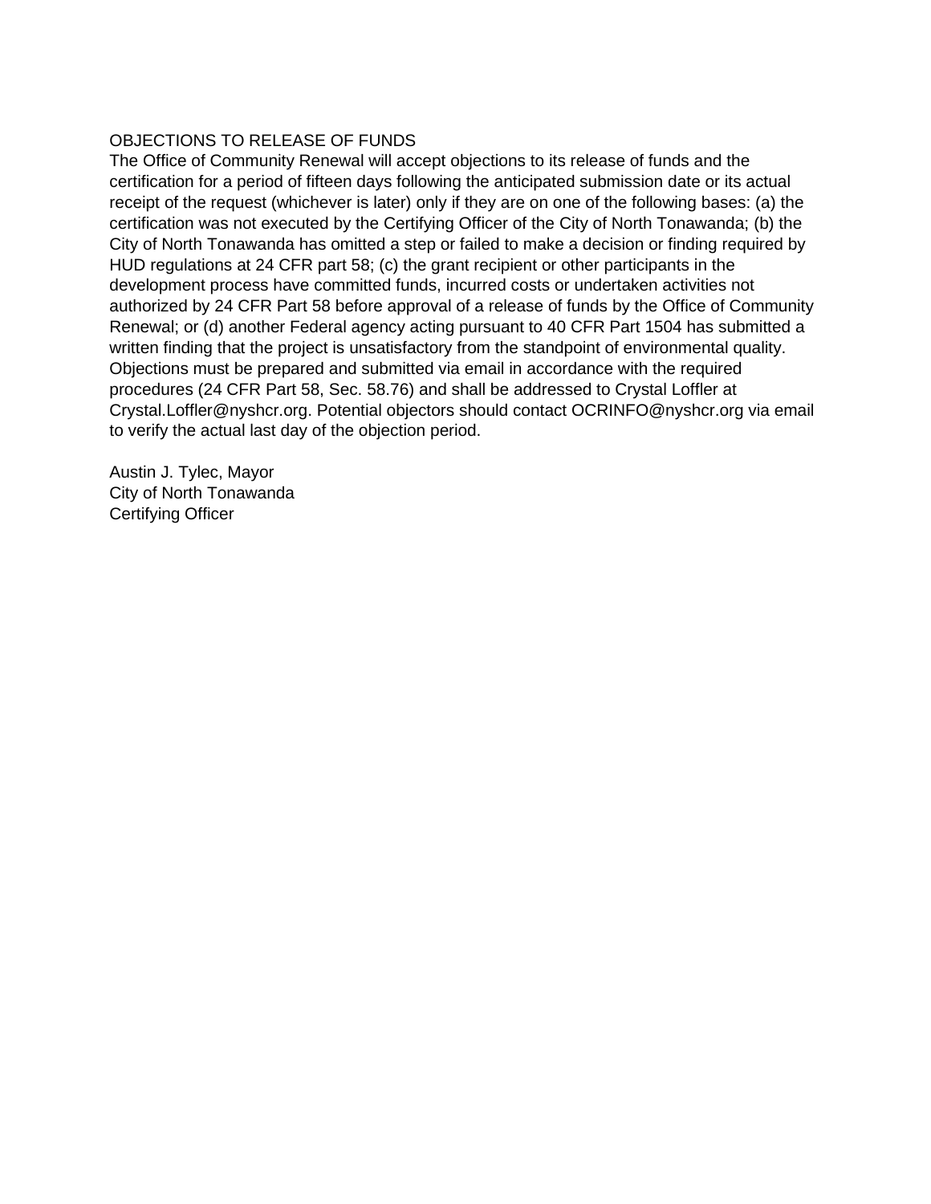## OBJECTIONS TO RELEASE OF FUNDS

The Office of Community Renewal will accept objections to its release of funds and the certification for a period of fifteen days following the anticipated submission date or its actual receipt of the request (whichever is later) only if they are on one of the following bases: (a) the certification was not executed by the Certifying Officer of the City of North Tonawanda; (b) the City of North Tonawanda has omitted a step or failed to make a decision or finding required by HUD regulations at 24 CFR part 58; (c) the grant recipient or other participants in the development process have committed funds, incurred costs or undertaken activities not authorized by 24 CFR Part 58 before approval of a release of funds by the Office of Community Renewal; or (d) another Federal agency acting pursuant to 40 CFR Part 1504 has submitted a written finding that the project is unsatisfactory from the standpoint of environmental quality. Objections must be prepared and submitted via email in accordance with the required procedures (24 CFR Part 58, Sec. 58.76) and shall be addressed to Crystal Loffler at Crystal.Loffler@nyshcr.org. Potential objectors should contact OCRINFO@nyshcr.org via email to verify the actual last day of the objection period.

Austin J. Tylec, Mayor
City of North Tonawanda
Certifying Officer